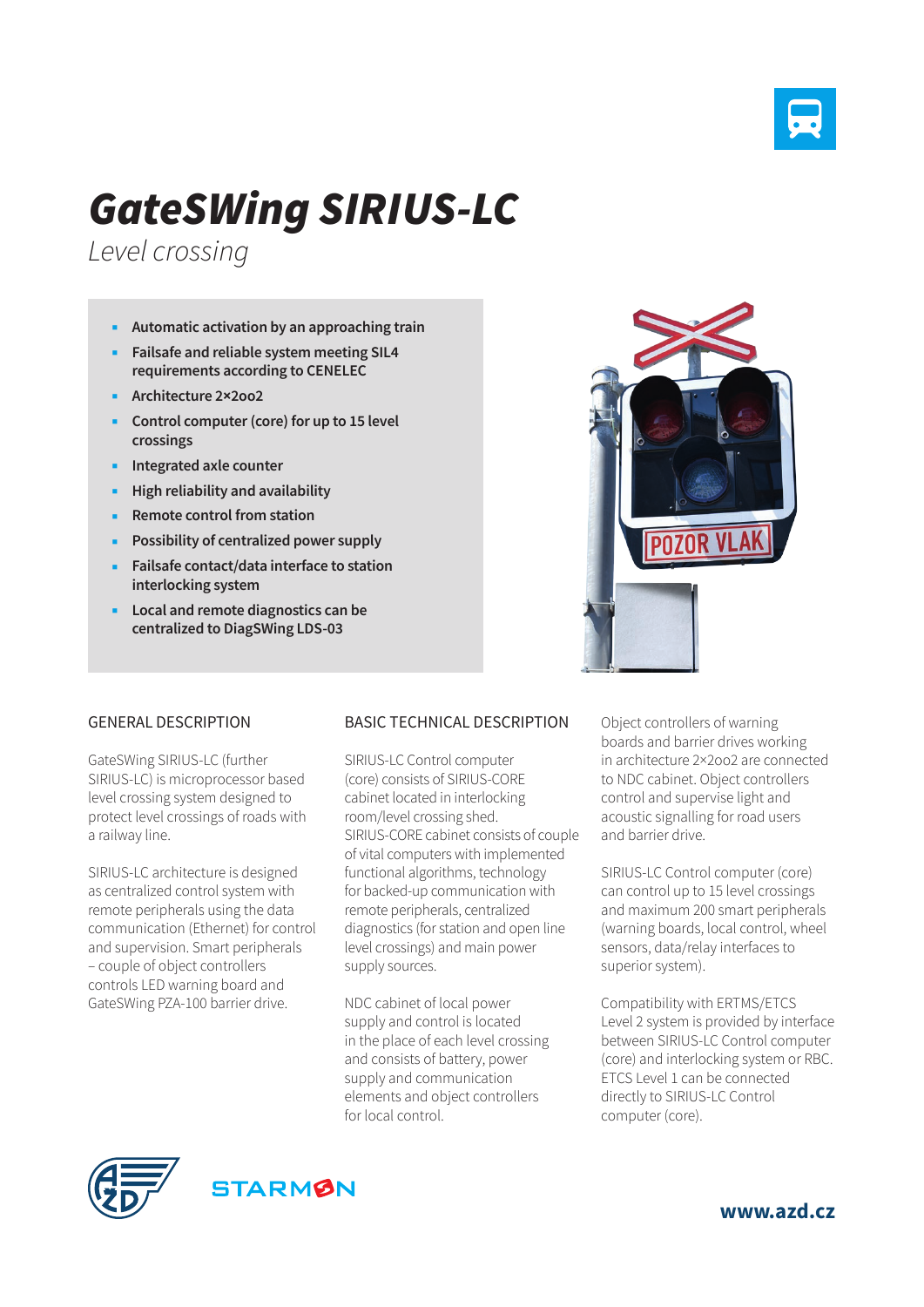# GateSWing SIRIUS-LC

*Level crossing*

- **Automatic activation by an approaching train**
- **Failsafe and reliable system meeting SIL4 requirements according to CENELEC**
- **Architecture 2×2oo2**
- **Control computer (core) for up to 15 level crossings**
- **Integrated axle counter**
- **High reliability and availability**
- **Remote control from station**
- **Possibility of centralized power supply**
- **Failsafe contact/data interface to station interlocking system**
- **Local and remote diagnostics can be centralized to DiagSWing LDS-03**

## GENERAL DESCRIPTION

GateSWing SIRIUS-LC (further SIRIUS-LC) is microprocessor based level crossing system designed to protect level crossings of roads with a railway line.

SIRIUS-LC architecture is designed as centralized control system with remote peripherals using the data communication (Ethernet) for control and supervision. Smart peripherals – couple of object controllers controls LED warning board and GateSWing PZA-100 barrier drive.

## BASIC TECHNICAL DESCRIPTION

SIRIUS-LC Control computer (core) consists of SIRIUS-CORE cabinet located in interlocking room/level crossing shed. SIRIUS-CORE cabinet consists of couple of vital computers with implemented functional algorithms, technology for backed-up communication with remote peripherals, centralized diagnostics (for station and open line level crossings) and main power supply sources.

NDC cabinet of local power supply and control is located in the place of each level crossing and consists of battery, power supply and communication elements and object controllers for local control.

Object controllers of warning boards and barrier drives working in architecture 2×2oo2 are connected to NDC cabinet. Object controllers control and supervise light and acoustic signalling for road users and barrier drive.

SIRIUS-LC Control computer (core) can control up to 15 level crossings and maximum 200 smart peripherals (warning boards, local control, wheel sensors, data/relay interfaces to superior system).

Compatibility with ERTMS/ETCS Level 2 system is provided by interface between SIRIUS-LC Control computer (core) and interlocking system or RBC. ETCS Level 1 can be connected directly to SIRIUS-LC Control computer (core).

**www.azd.cz**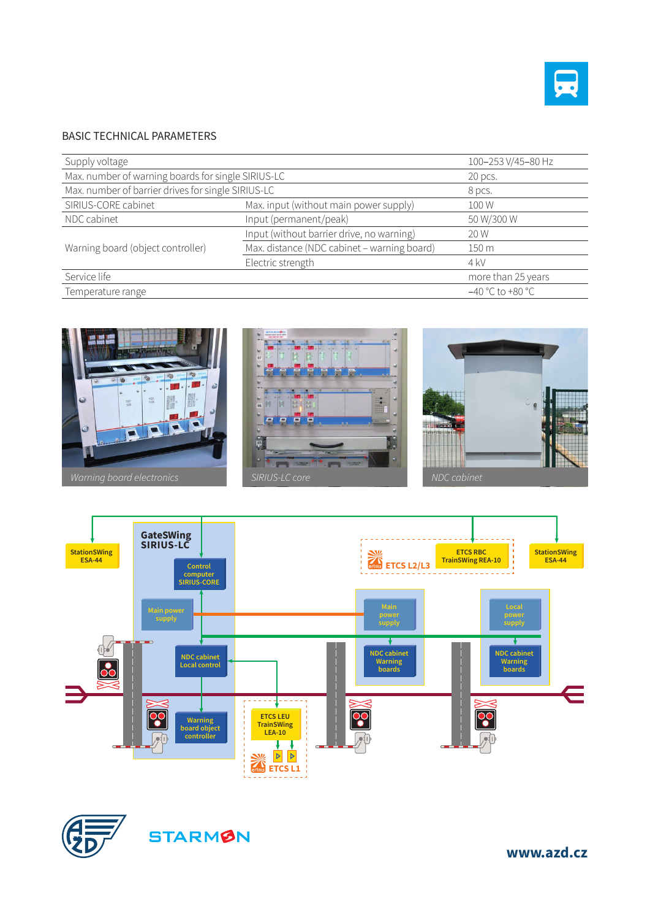## BASIC TECHNICAL PARAMETERS

| | | |
|---|---|---|
| Supply voltage | | 100–253 V/45–80 Hz |
| Max. number of warning boards for single SIRIUS-LC | | 20 pcs. |
| Max. number of barrier drives for single SIRIUS-LC | | 8 pcs. |
| SIRIUS-CORE cabinet | Max. input (without main power supply) | 100 W |
| NDC cabinet | Input (permanent/peak) | 50 W/300 W |
| Warning board (object controller) | Input (without barrier drive, no warning) | 20 W |
| | Max. distance (NDC cabinet – warning board) | 150 m |
| | Electric strength | 4 kV |
| Service life | | more than 25 years |
| Temperature range | | –40 °C to +80 °C |

*Warning board electronics*

*SIRIUS-LC core*

*NDC cabinet*

StationSWing ESA-44

GateSWing SIRIUS-LC

Control computer SIRIUS-CORE

ETCS L2/L3

ETCS RBC TrainSWing REA-10

StationSWing ESA-44

Main power supply

Main power supply

Local power supply

NDC cabinet Local control

NDC cabinet Warning boards

NDC cabinet Warning boards

Warning board object controller

ETCS LEU TrainSWing LEA-10

ETCS L1

STARMON

www.azd.cz